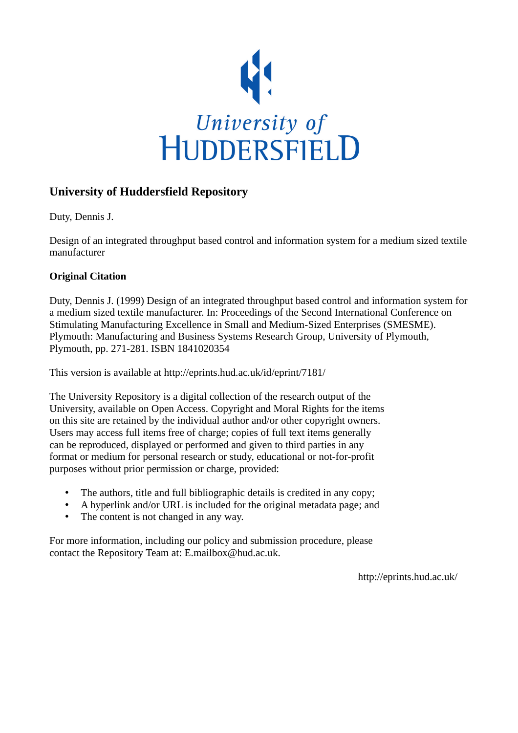University of
HUDDERSFIELD

# University of Huddersfield Repository

Duty, Dennis J.

Design of an integrated throughput based control and information system for a medium sized textile manufacturer

## Original Citation

Duty, Dennis J. (1999) Design of an integrated throughput based control and information system for a medium sized textile manufacturer. In: Proceedings of the Second International Conference on Stimulating Manufacturing Excellence in Small and Medium-Sized Enterprises (SMESME). Plymouth: Manufacturing and Business Systems Research Group, University of Plymouth, Plymouth, pp. 271-281. ISBN 1841020354

This version is available at http://eprints.hud.ac.uk/id/eprint/7181/

The University Repository is a digital collection of the research output of the University, available on Open Access. Copyright and Moral Rights for the items on this site are retained by the individual author and/or other copyright owners. Users may access full items free of charge; copies of full text items generally can be reproduced, displayed or performed and given to third parties in any format or medium for personal research or study, educational or not-for-profit purposes without prior permission or charge, provided:

- The authors, title and full bibliographic details is credited in any copy;
- A hyperlink and/or URL is included for the original metadata page; and
- The content is not changed in any way.

For more information, including our policy and submission procedure, please contact the Repository Team at: E.mailbox@hud.ac.uk.

http://eprints.hud.ac.uk/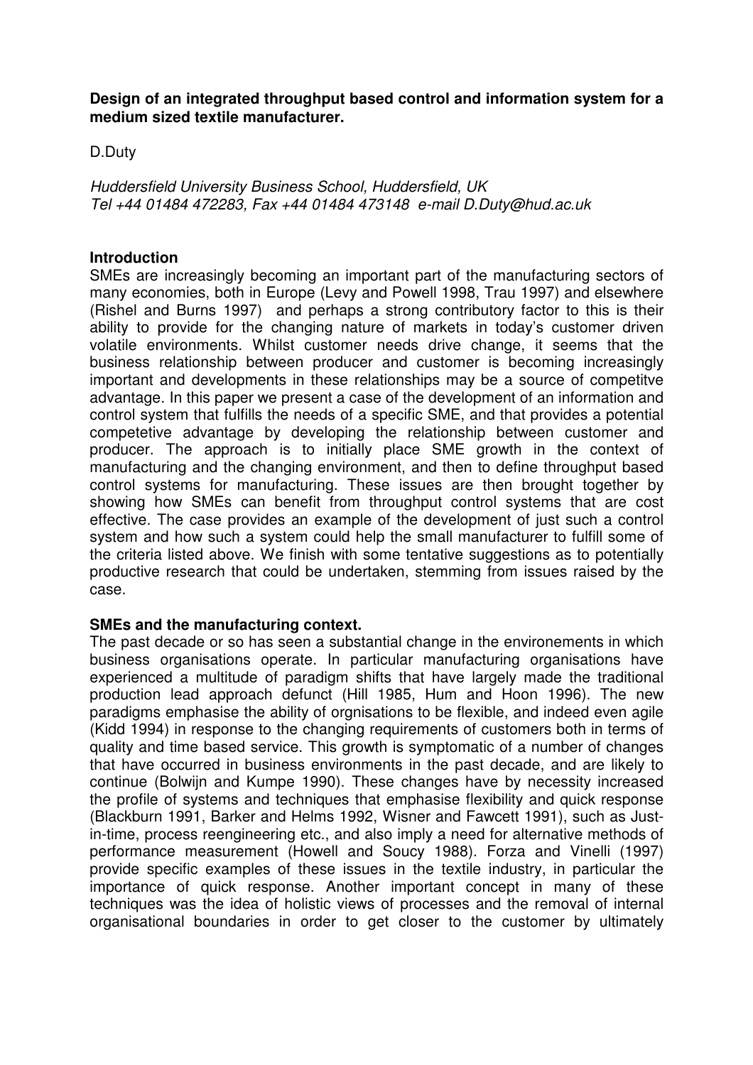**Design of an integrated throughput based control and information system for a medium sized textile manufacturer.**

D.Duty

*Huddersfield University Business School, Huddersfield, UK*
*Tel +44 01484 472283, Fax +44 01484 473148 e-mail D.Duty@hud.ac.uk*

## Introduction

SMEs are increasingly becoming an important part of the manufacturing sectors of many economies, both in Europe (Levy and Powell 1998, Trau 1997) and elsewhere (Rishel and Burns 1997) and perhaps a strong contributory factor to this is their ability to provide for the changing nature of markets in today's customer driven volatile environments. Whilst customer needs drive change, it seems that the business relationship between producer and customer is becoming increasingly important and developments in these relationships may be a source of competitve advantage. In this paper we present a case of the development of an information and control system that fulfills the needs of a specific SME, and that provides a potential competetive advantage by developing the relationship between customer and producer. The approach is to initially place SME growth in the context of manufacturing and the changing environment, and then to define throughput based control systems for manufacturing. These issues are then brought together by showing how SMEs can benefit from throughput control systems that are cost effective. The case provides an example of the development of just such a control system and how such a system could help the small manufacturer to fulfill some of the criteria listed above. We finish with some tentative suggestions as to potentially productive research that could be undertaken, stemming from issues raised by the case.

## SMEs and the manufacturing context.

The past decade or so has seen a substantial change in the environements in which business organisations operate. In particular manufacturing organisations have experienced a multitude of paradigm shifts that have largely made the traditional production lead approach defunct (Hill 1985, Hum and Hoon 1996). The new paradigms emphasise the ability of orgnisations to be flexible, and indeed even agile (Kidd 1994) in response to the changing requirements of customers both in terms of quality and time based service. This growth is symptomatic of a number of changes that have occurred in business environments in the past decade, and are likely to continue (Bolwijn and Kumpe 1990). These changes have by necessity increased the profile of systems and techniques that emphasise flexibility and quick response (Blackburn 1991, Barker and Helms 1992, Wisner and Fawcett 1991), such as Just-in-time, process reengineering etc., and also imply a need for alternative methods of performance measurement (Howell and Soucy 1988). Forza and Vinelli (1997) provide specific examples of these issues in the textile industry, in particular the importance of quick response. Another important concept in many of these techniques was the idea of holistic views of processes and the removal of internal organisational boundaries in order to get closer to the customer by ultimately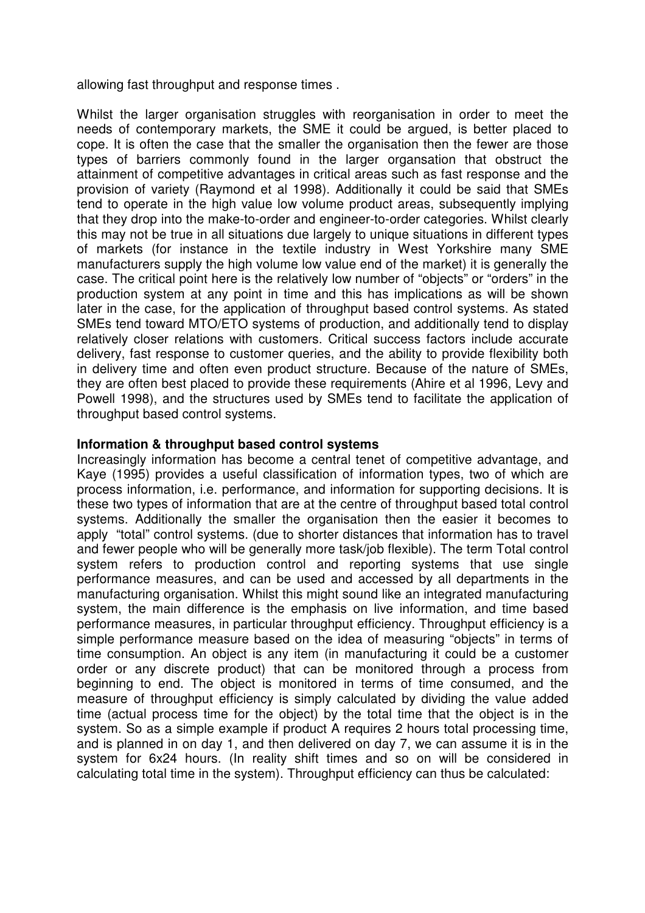allowing fast throughput and response times .

Whilst the larger organisation struggles with reorganisation in order to meet the needs of contemporary markets, the SME it could be argued, is better placed to cope. It is often the case that the smaller the organisation then the fewer are those types of barriers commonly found in the larger organsation that obstruct the attainment of competitive advantages in critical areas such as fast response and the provision of variety (Raymond et al 1998). Additionally it could be said that SMEs tend to operate in the high value low volume product areas, subsequently implying that they drop into the make-to-order and engineer-to-order categories. Whilst clearly this may not be true in all situations due largely to unique situations in different types of markets (for instance in the textile industry in West Yorkshire many SME manufacturers supply the high volume low value end of the market) it is generally the case. The critical point here is the relatively low number of "objects" or "orders" in the production system at any point in time and this has implications as will be shown later in the case, for the application of throughput based control systems. As stated SMEs tend toward MTO/ETO systems of production, and additionally tend to display relatively closer relations with customers. Critical success factors include accurate delivery, fast response to customer queries, and the ability to provide flexibility both in delivery time and often even product structure. Because of the nature of SMEs, they are often best placed to provide these requirements (Ahire et al 1996, Levy and Powell 1998), and the structures used by SMEs tend to facilitate the application of throughput based control systems.

**Information & throughput based control systems**

Increasingly information has become a central tenet of competitive advantage, and Kaye (1995) provides a useful classification of information types, two of which are process information, i.e. performance, and information for supporting decisions. It is these two types of information that are at the centre of throughput based total control systems. Additionally the smaller the organisation then the easier it becomes to apply "total" control systems. (due to shorter distances that information has to travel and fewer people who will be generally more task/job flexible). The term Total control system refers to production control and reporting systems that use single performance measures, and can be used and accessed by all departments in the manufacturing organisation. Whilst this might sound like an integrated manufacturing system, the main difference is the emphasis on live information, and time based performance measures, in particular throughput efficiency. Throughput efficiency is a simple performance measure based on the idea of measuring "objects" in terms of time consumption. An object is any item (in manufacturing it could be a customer order or any discrete product) that can be monitored through a process from beginning to end. The object is monitored in terms of time consumed, and the measure of throughput efficiency is simply calculated by dividing the value added time (actual process time for the object) by the total time that the object is in the system. So as a simple example if product A requires 2 hours total processing time, and is planned in on day 1, and then delivered on day 7, we can assume it is in the system for 6x24 hours. (In reality shift times and so on will be considered in calculating total time in the system). Throughput efficiency can thus be calculated: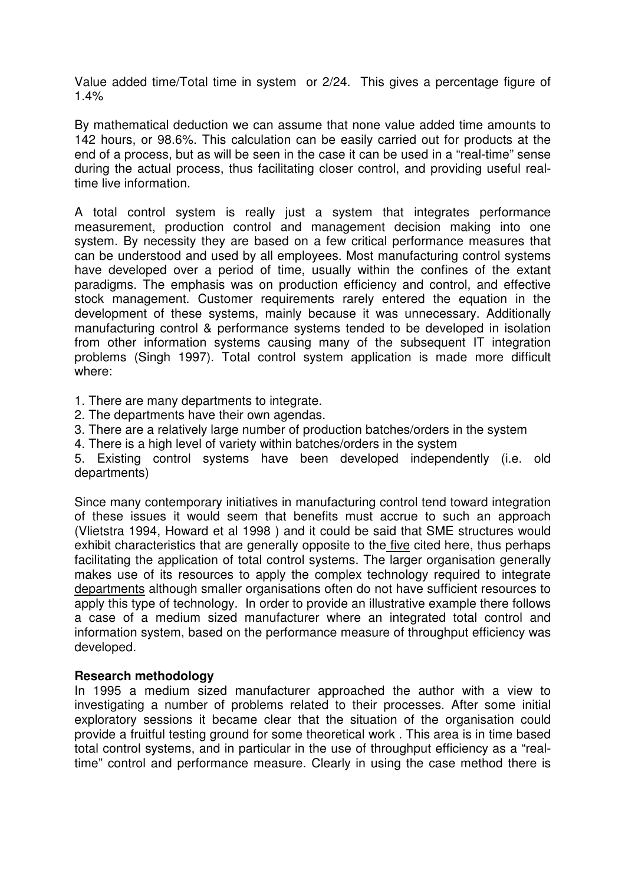Value added time/Total time in system or 2/24. This gives a percentage figure of 1.4%

By mathematical deduction we can assume that none value added time amounts to 142 hours, or 98.6%. This calculation can be easily carried out for products at the end of a process, but as will be seen in the case it can be used in a "real-time" sense during the actual process, thus facilitating closer control, and providing useful real-time live information.

A total control system is really just a system that integrates performance measurement, production control and management decision making into one system. By necessity they are based on a few critical performance measures that can be understood and used by all employees. Most manufacturing control systems have developed over a period of time, usually within the confines of the extant paradigms. The emphasis was on production efficiency and control, and effective stock management. Customer requirements rarely entered the equation in the development of these systems, mainly because it was unnecessary. Additionally manufacturing control & performance systems tended to be developed in isolation from other information systems causing many of the subsequent IT integration problems (Singh 1997). Total control system application is made more difficult where:

1. There are many departments to integrate.
2. The departments have their own agendas.
3. There are a relatively large number of production batches/orders in the system
4. There is a high level of variety within batches/orders in the system
5. Existing control systems have been developed independently (i.e. old departments)

Since many contemporary initiatives in manufacturing control tend toward integration of these issues it would seem that benefits must accrue to such an approach (Vlietstra 1994, Howard et al 1998 ) and it could be said that SME structures would exhibit characteristics that are generally opposite to the five cited here, thus perhaps facilitating the application of total control systems. The larger organisation generally makes use of its resources to apply the complex technology required to integrate departments although smaller organisations often do not have sufficient resources to apply this type of technology. In order to provide an illustrative example there follows a case of a medium sized manufacturer where an integrated total control and information system, based on the performance measure of throughput efficiency was developed.

**Research methodology**

In 1995 a medium sized manufacturer approached the author with a view to investigating a number of problems related to their processes. After some initial exploratory sessions it became clear that the situation of the organisation could provide a fruitful testing ground for some theoretical work . This area is in time based total control systems, and in particular in the use of throughput efficiency as a "real-time" control and performance measure. Clearly in using the case method there is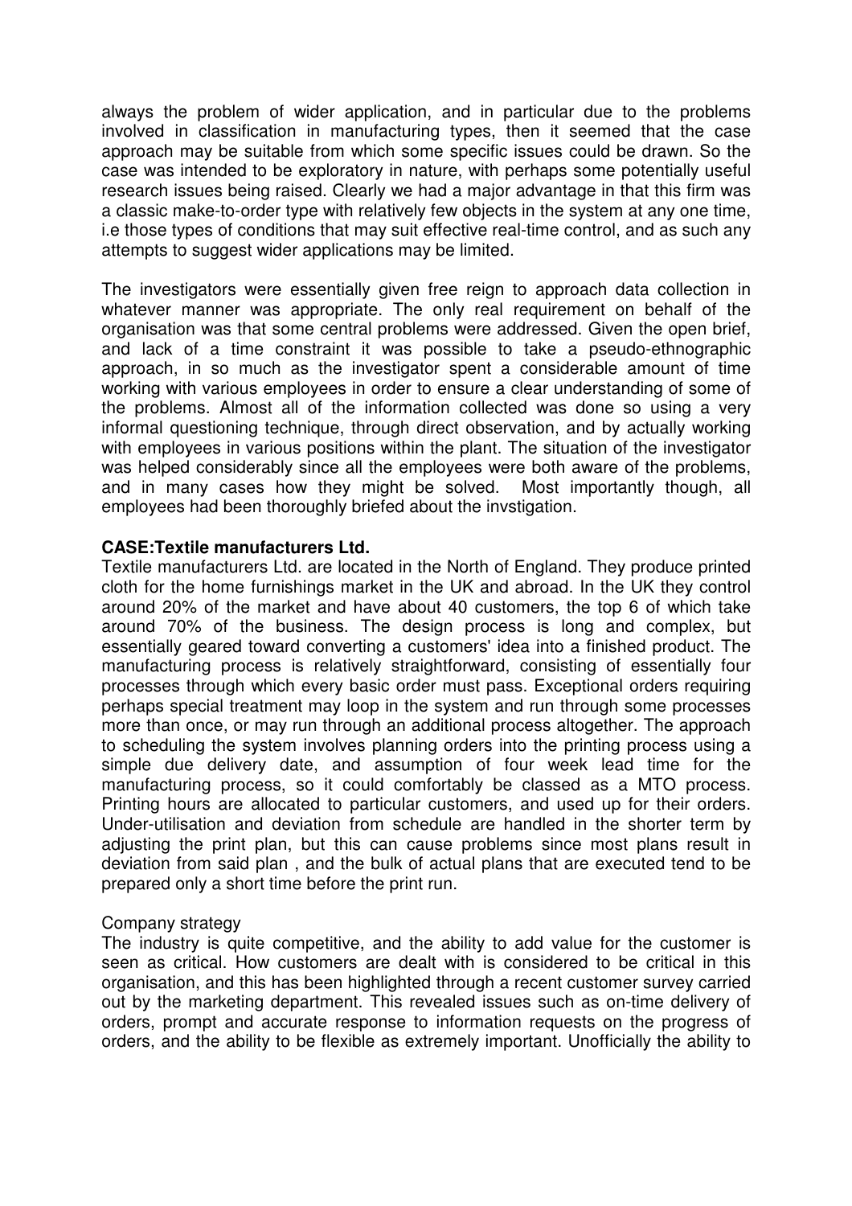always the problem of wider application, and in particular due to the problems involved in classification in manufacturing types, then it seemed that the case approach may be suitable from which some specific issues could be drawn. So the case was intended to be exploratory in nature, with perhaps some potentially useful research issues being raised. Clearly we had a major advantage in that this firm was a classic make-to-order type with relatively few objects in the system at any one time, i.e those types of conditions that may suit effective real-time control, and as such any attempts to suggest wider applications may be limited.

The investigators were essentially given free reign to approach data collection in whatever manner was appropriate. The only real requirement on behalf of the organisation was that some central problems were addressed. Given the open brief, and lack of a time constraint it was possible to take a pseudo-ethnographic approach, in so much as the investigator spent a considerable amount of time working with various employees in order to ensure a clear understanding of some of the problems. Almost all of the information collected was done so using a very informal questioning technique, through direct observation, and by actually working with employees in various positions within the plant. The situation of the investigator was helped considerably since all the employees were both aware of the problems, and in many cases how they might be solved. Most importantly though, all employees had been thoroughly briefed about the invstigation.

**CASE:Textile manufacturers Ltd.**

Textile manufacturers Ltd. are located in the North of England. They produce printed cloth for the home furnishings market in the UK and abroad. In the UK they control around 20% of the market and have about 40 customers, the top 6 of which take around 70% of the business. The design process is long and complex, but essentially geared toward converting a customers' idea into a finished product. The manufacturing process is relatively straightforward, consisting of essentially four processes through which every basic order must pass. Exceptional orders requiring perhaps special treatment may loop in the system and run through some processes more than once, or may run through an additional process altogether. The approach to scheduling the system involves planning orders into the printing process using a simple due delivery date, and assumption of four week lead time for the manufacturing process, so it could comfortably be classed as a MTO process. Printing hours are allocated to particular customers, and used up for their orders. Under-utilisation and deviation from schedule are handled in the shorter term by adjusting the print plan, but this can cause problems since most plans result in deviation from said plan , and the bulk of actual plans that are executed tend to be prepared only a short time before the print run.

Company strategy

The industry is quite competitive, and the ability to add value for the customer is seen as critical. How customers are dealt with is considered to be critical in this organisation, and this has been highlighted through a recent customer survey carried out by the marketing department. This revealed issues such as on-time delivery of orders, prompt and accurate response to information requests on the progress of orders, and the ability to be flexible as extremely important. Unofficially the ability to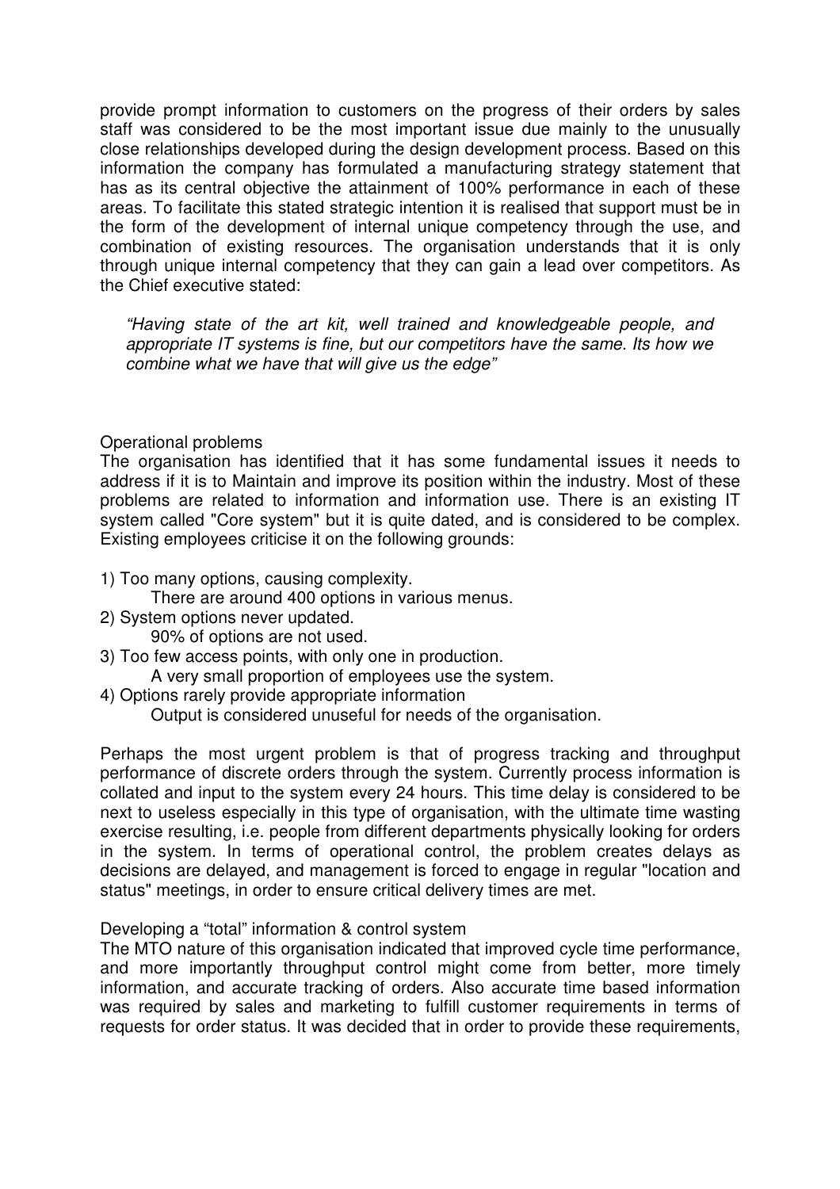provide prompt information to customers on the progress of their orders by sales staff was considered to be the most important issue due mainly to the unusually close relationships developed during the design development process. Based on this information the company has formulated a manufacturing strategy statement that has as its central objective the attainment of 100% performance in each of these areas. To facilitate this stated strategic intention it is realised that support must be in the form of the development of internal unique competency through the use, and combination of existing resources. The organisation understands that it is only through unique internal competency that they can gain a lead over competitors. As the Chief executive stated:

> *"Having state of the art kit, well trained and knowledgeable people, and appropriate IT systems is fine, but our competitors have the same. Its how we combine what we have that will give us the edge"*

### Operational problems

The organisation has identified that it has some fundamental issues it needs to address if it is to Maintain and improve its position within the industry. Most of these problems are related to information and information use. There is an existing IT system called "Core system" but it is quite dated, and is considered to be complex. Existing employees criticise it on the following grounds:

1) Too many options, causing complexity.
   There are around 400 options in various menus.
2) System options never updated.
   90% of options are not used.
3) Too few access points, with only one in production.
   A very small proportion of employees use the system.
4) Options rarely provide appropriate information
   Output is considered unuseful for needs of the organisation.

Perhaps the most urgent problem is that of progress tracking and throughput performance of discrete orders through the system. Currently process information is collated and input to the system every 24 hours. This time delay is considered to be next to useless especially in this type of organisation, with the ultimate time wasting exercise resulting, i.e. people from different departments physically looking for orders in the system. In terms of operational control, the problem creates delays as decisions are delayed, and management is forced to engage in regular "location and status" meetings, in order to ensure critical delivery times are met.

### Developing a "total" information & control system

The MTO nature of this organisation indicated that improved cycle time performance, and more importantly throughput control might come from better, more timely information, and accurate tracking of orders. Also accurate time based information was required by sales and marketing to fulfill customer requirements in terms of requests for order status. It was decided that in order to provide these requirements,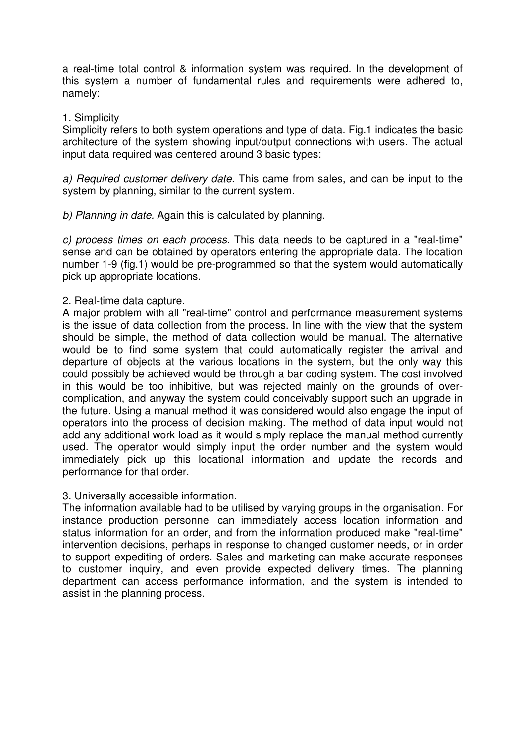a real-time total control & information system was required. In the development of this system a number of fundamental rules and requirements were adhered to, namely:

1. Simplicity

Simplicity refers to both system operations and type of data. Fig.1 indicates the basic architecture of the system showing input/output connections with users. The actual input data required was centered around 3 basic types:

*a) Required customer delivery date.* This came from sales, and can be input to the system by planning, similar to the current system.

*b) Planning in date.* Again this is calculated by planning.

*c) process times on each process.* This data needs to be captured in a "real-time" sense and can be obtained by operators entering the appropriate data. The location number 1-9 (fig.1) would be pre-programmed so that the system would automatically pick up appropriate locations.

2. Real-time data capture.

A major problem with all "real-time" control and performance measurement systems is the issue of data collection from the process. In line with the view that the system should be simple, the method of data collection would be manual. The alternative would be to find some system that could automatically register the arrival and departure of objects at the various locations in the system, but the only way this could possibly be achieved would be through a bar coding system. The cost involved in this would be too inhibitive, but was rejected mainly on the grounds of over-complication, and anyway the system could conceivably support such an upgrade in the future. Using a manual method it was considered would also engage the input of operators into the process of decision making. The method of data input would not add any additional work load as it would simply replace the manual method currently used. The operator would simply input the order number and the system would immediately pick up this locational information and update the records and performance for that order.

3. Universally accessible information.

The information available had to be utilised by varying groups in the organisation. For instance production personnel can immediately access location information and status information for an order, and from the information produced make "real-time" intervention decisions, perhaps in response to changed customer needs, or in order to support expediting of orders. Sales and marketing can make accurate responses to customer inquiry, and even provide expected delivery times. The planning department can access performance information, and the system is intended to assist in the planning process.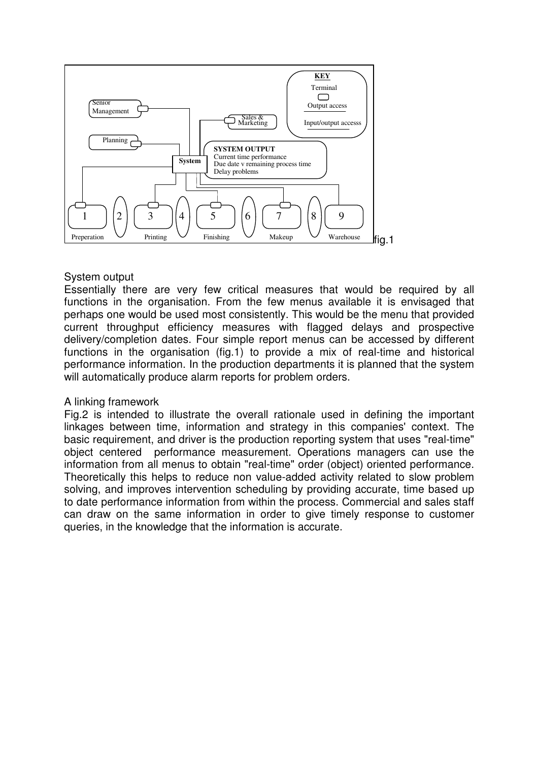fig.1

System output

Essentially there are very few critical measures that would be required by all functions in the organisation. From the few menus available it is envisaged that perhaps one would be used most consistently. This would be the menu that provided current throughput efficiency measures with flagged delays and prospective delivery/completion dates. Four simple report menus can be accessed by different functions in the organisation (fig.1) to provide a mix of real-time and historical performance information. In the production departments it is planned that the system will automatically produce alarm reports for problem orders.

A linking framework

Fig.2 is intended to illustrate the overall rationale used in defining the important linkages between time, information and strategy in this companies' context. The basic requirement, and driver is the production reporting system that uses "real-time" object centered performance measurement. Operations managers can use the information from all menus to obtain "real-time" order (object) oriented performance. Theoretically this helps to reduce non value-added activity related to slow problem solving, and improves intervention scheduling by providing accurate, time based up to date performance information from within the process. Commercial and sales staff can draw on the same information in order to give timely response to customer queries, in the knowledge that the information is accurate.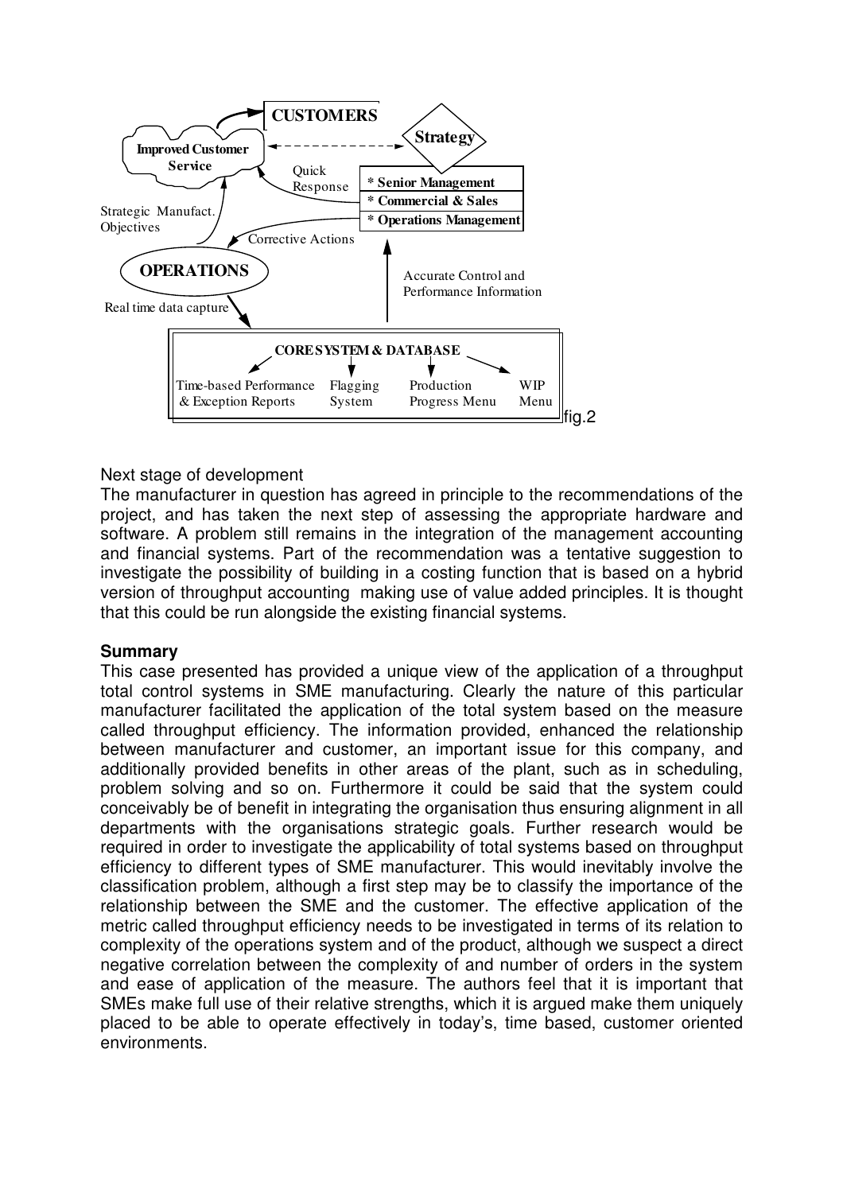CUSTOMERS

Strategy

Improved Customer Service

Quick Response

* Senior Management

* Commercial & Sales

* Operations Management

Strategic Manufact. Objectives

Corrective Actions

OPERATIONS

Accurate Control and Performance Information

Real time data capture

CORE SYSTEM & DATABASE

Time-based Performance & Exception Reports | Flagging System | Production Progress Menu | WIP Menu

fig.2

Next stage of development

The manufacturer in question has agreed in principle to the recommendations of the project, and has taken the next step of assessing the appropriate hardware and software. A problem still remains in the integration of the management accounting and financial systems. Part of the recommendation was a tentative suggestion to investigate the possibility of building in a costing function that is based on a hybrid version of throughput accounting making use of value added principles. It is thought that this could be run alongside the existing financial systems.

**Summary**

This case presented has provided a unique view of the application of a throughput total control systems in SME manufacturing. Clearly the nature of this particular manufacturer facilitated the application of the total system based on the measure called throughput efficiency. The information provided, enhanced the relationship between manufacturer and customer, an important issue for this company, and additionally provided benefits in other areas of the plant, such as in scheduling, problem solving and so on. Furthermore it could be said that the system could conceivably be of benefit in integrating the organisation thus ensuring alignment in all departments with the organisations strategic goals. Further research would be required in order to investigate the applicability of total systems based on throughput efficiency to different types of SME manufacturer. This would inevitably involve the classification problem, although a first step may be to classify the importance of the relationship between the SME and the customer. The effective application of the metric called throughput efficiency needs to be investigated in terms of its relation to complexity of the operations system and of the product, although we suspect a direct negative correlation between the complexity of and number of orders in the system and ease of application of the measure. The authors feel that it is important that SMEs make full use of their relative strengths, which it is argued make them uniquely placed to be able to operate effectively in today's, time based, customer oriented environments.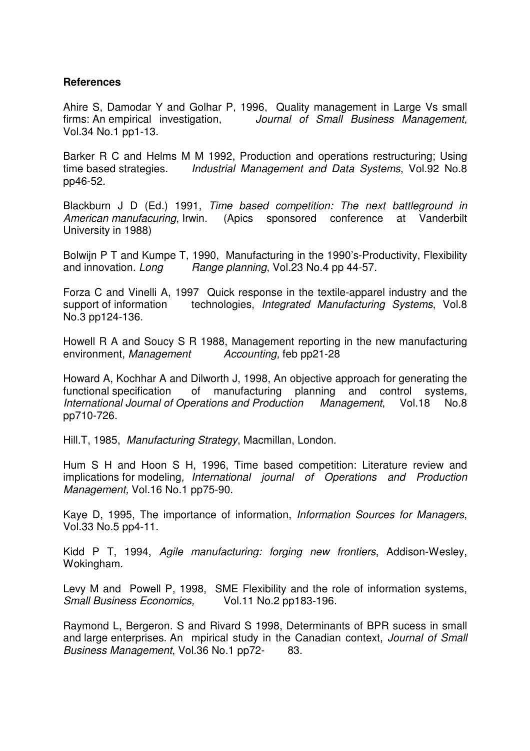## References

Ahire S, Damodar Y and Golhar P, 1996, Quality management in Large Vs small firms: An empirical investigation, *Journal of Small Business Management,* Vol.34 No.1 pp1-13.

Barker R C and Helms M M 1992, Production and operations restructuring; Using time based strategies. *Industrial Management and Data Systems*, Vol.92 No.8 pp46-52.

Blackburn J D (Ed.) 1991, *Time based competition: The next battleground in American manufacuring*, Irwin. (Apics sponsored conference at Vanderbilt University in 1988)

Bolwijn P T and Kumpe T, 1990, Manufacturing in the 1990's-Productivity, Flexibility and innovation. *Long Range planning*, Vol.23 No.4 pp 44-57.

Forza C and Vinelli A, 1997 Quick response in the textile-apparel industry and the support of information technologies, *Integrated Manufacturing Systems*, Vol.8 No.3 pp124-136.

Howell R A and Soucy S R 1988, Management reporting in the new manufacturing environment, *Management Accounting,* feb pp21-28

Howard A, Kochhar A and Dilworth J, 1998, An objective approach for generating the functional specification of manufacturing planning and control systems, *International Journal of Operations and Production Management*, Vol.18 No.8 pp710-726.

Hill.T, 1985, *Manufacturing Strategy*, Macmillan, London.

Hum S H and Hoon S H, 1996, Time based competition: Literature review and implications for modeling*, International journal of Operations and Production Management,* Vol.16 No.1 pp75-90.

Kaye D, 1995, The importance of information, *Information Sources for Managers*, Vol.33 No.5 pp4-11.

Kidd P T, 1994, *Agile manufacturing: forging new frontiers*, Addison-Wesley, Wokingham.

Levy M and Powell P, 1998, SME Flexibility and the role of information systems, *Small Business Economics,* Vol.11 No.2 pp183-196.

Raymond L, Bergeron. S and Rivard S 1998, Determinants of BPR sucess in small and large enterprises. An mpirical study in the Canadian context, *Journal of Small Business Management*, Vol.36 No.1 pp72- 83.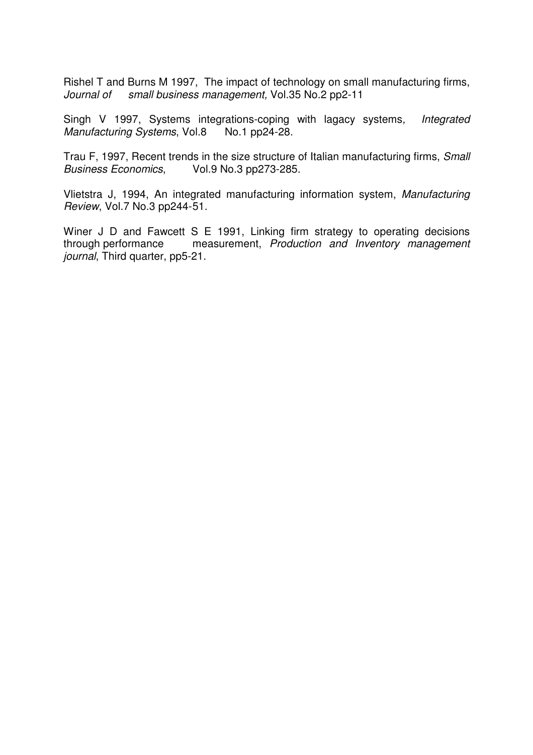Rishel T and Burns M 1997, The impact of technology on small manufacturing firms, *Journal of small business management,* Vol.35 No.2 pp2-11

Singh V 1997, Systems integrations-coping with lagacy systems, *Integrated Manufacturing Systems*, Vol.8 No.1 pp24-28.

Trau F, 1997, Recent trends in the size structure of Italian manufacturing firms, *Small Business Economics*, Vol.9 No.3 pp273-285.

Vlietstra J, 1994, An integrated manufacturing information system, *Manufacturing Review*, Vol.7 No.3 pp244-51.

Winer J D and Fawcett S E 1991, Linking firm strategy to operating decisions through performance measurement, *Production and Inventory management journal*, Third quarter, pp5-21.